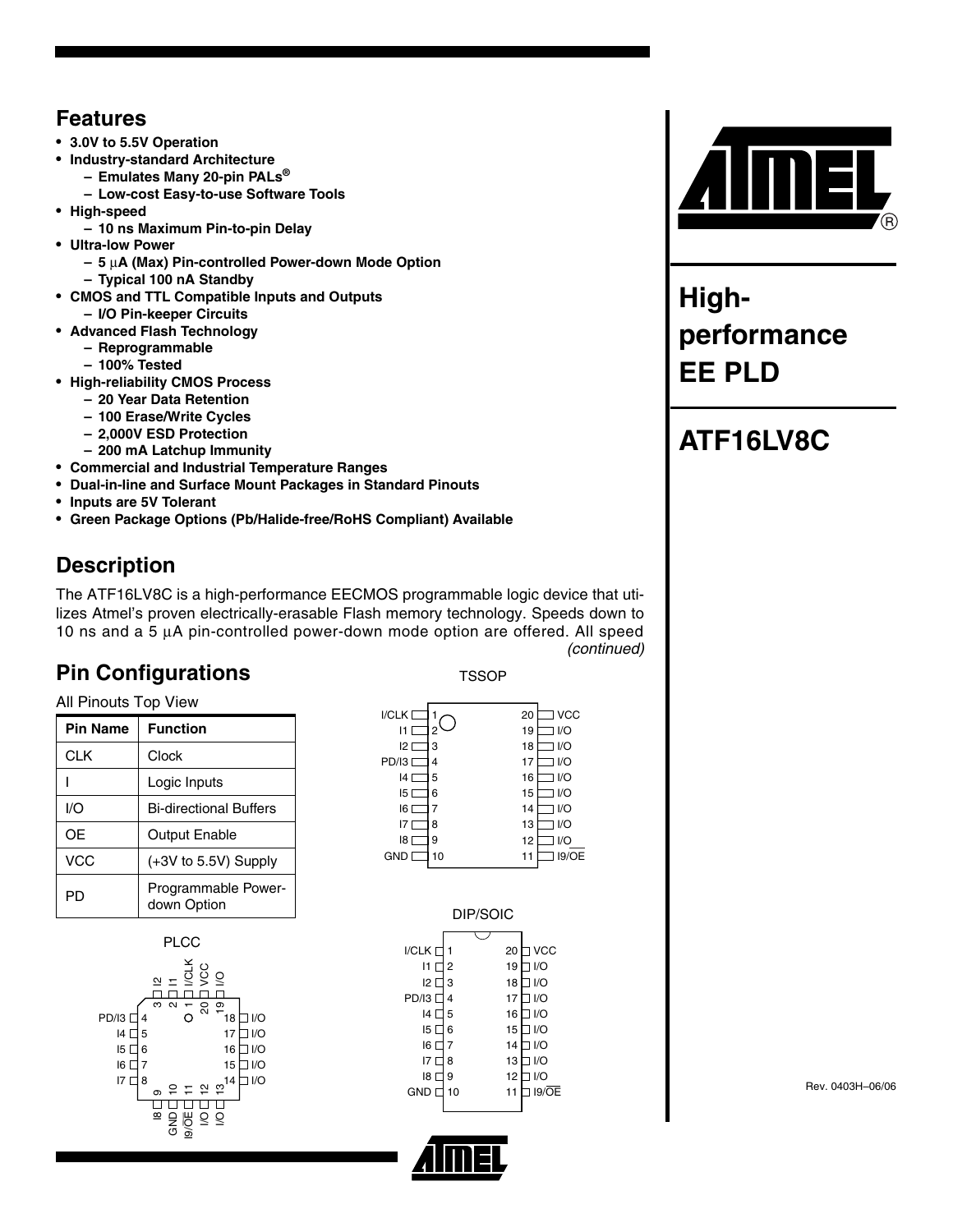## Features

- **3.0V to 5.5V Operation**
- **Industry-standard Architecture**
  - **Emulates Many 20-pin PALs®**
  - **Low-cost Easy-to-use Software Tools**
- **High-speed**
  - **10 ns Maximum Pin-to-pin Delay**
- **Ultra-low Power**
  - **5 µA (Max) Pin-controlled Power-down Mode Option**
  - **Typical 100 nA Standby**
- **CMOS and TTL Compatible Inputs and Outputs**
  - **I/O Pin-keeper Circuits**
- **Advanced Flash Technology**
  - **Reprogrammable**
  - **100% Tested**
- **High-reliability CMOS Process**
  - **20 Year Data Retention**
  - **100 Erase/Write Cycles**
  - **2,000V ESD Protection**
  - **200 mA Latchup Immunity**
- **Commercial and Industrial Temperature Ranges**
- **Dual-in-line and Surface Mount Packages in Standard Pinouts**
- **Inputs are 5V Tolerant**
- **Green Package Options (Pb/Halide-free/RoHS Compliant) Available**

# High-performance EE PLD

# ATF16LV8C

## Description

The ATF16LV8C is a high-performance EECMOS programmable logic device that utilizes Atmel's proven electrically-erasable Flash memory technology. Speeds down to 10 ns and a 5 µA pin-controlled power-down mode option are offered. All speed *(continued)*

## Pin Configurations

All Pinouts Top View

| Pin Name | Function |
|---|---|
| CLK | Clock |
| I | Logic Inputs |
| I/O | Bi-directional Buffers |
| OE | Output Enable |
| VCC | (+3V to 5.5V) Supply |
| PD | Programmable Power-down Option |

TSSOP

| Pin | Name | Pin | Name |
|---|---|---|---|
| 1 | I/CLK | 20 | VCC |
| 2 | I1 | 19 | I/O |
| 3 | I2 | 18 | I/O |
| 4 | PD/I3 | 17 | I/O |
| 5 | I4 | 16 | I/O |
| 6 | I5 | 15 | I/O |
| 7 | I6 | 14 | I/O |
| 8 | I7 | 13 | I/O |
| 9 | I8 | 12 | I/O |
| 10 | GND | 11 | I9/OE |

DIP/SOIC

| Pin | Name | Pin | Name |
|---|---|---|---|
| 1 | I/CLK | 20 | VCC |
| 2 | I1 | 19 | I/O |
| 3 | I2 | 18 | I/O |
| 4 | PD/I3 | 17 | I/O |
| 5 | I4 | 16 | I/O |
| 6 | I5 | 15 | I/O |
| 7 | I6 | 14 | I/O |
| 8 | I7 | 13 | I/O |
| 9 | I8 | 12 | I/O |
| 10 | GND | 11 | I9/OE |

PLCC

| Pin | Name | Pin | Name |
|---|---|---|---|
| 1 | I/CLK | 11 | I9/OE |
| 2 | I1 | 12 | I/O |
| 3 | I2 | 13 | I/O |
| 4 | PD/I3 | 14 | I/O |
| 5 | I4 | 15 | I/O |
| 6 | I5 | 16 | I/O |
| 7 | I6 | 17 | I/O |
| 8 | I7 | 18 | I/O |
| 9 | I8 | 19 | I/O |
| 10 | GND | 20 | VCC |

Rev. 0403H–06/06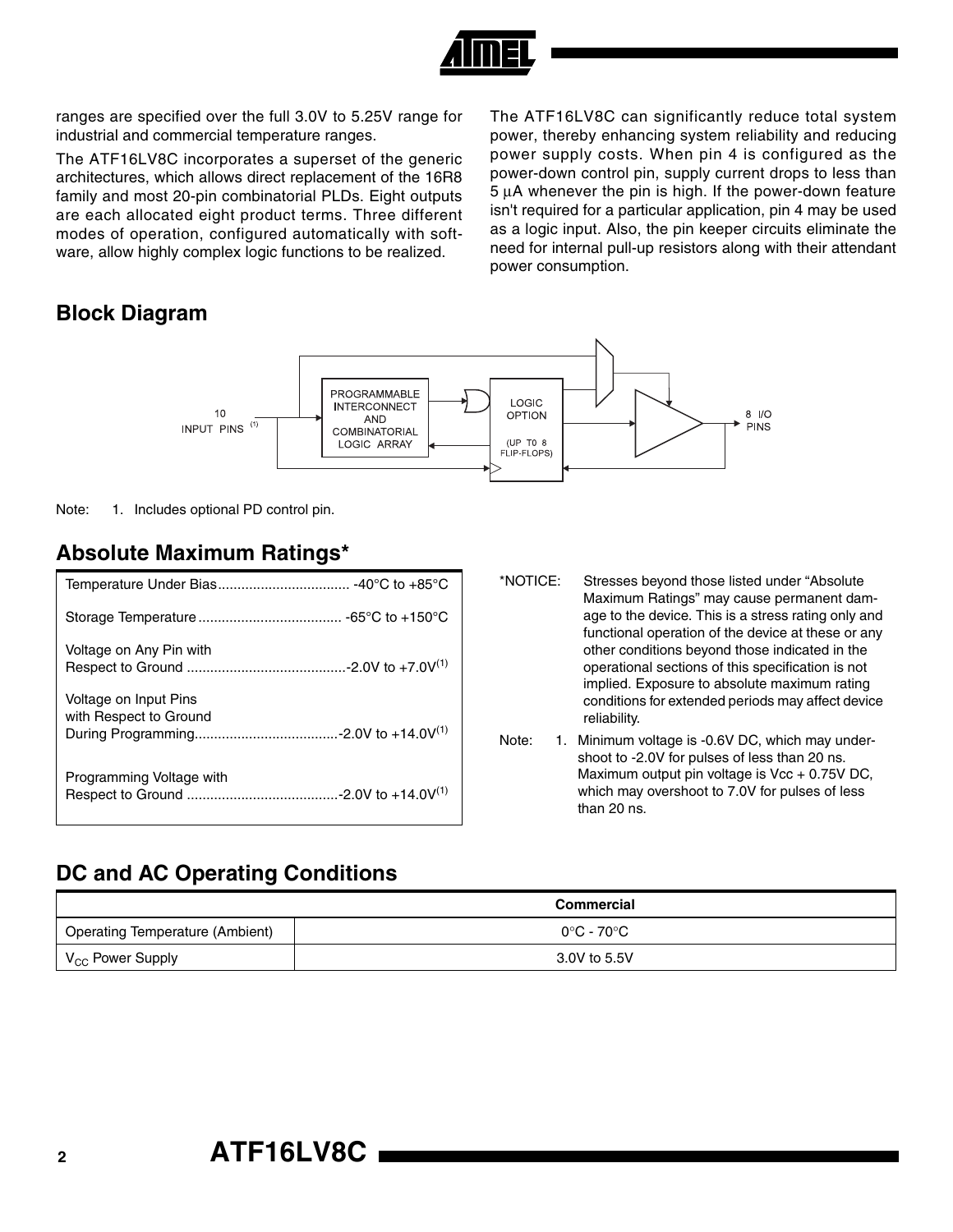ranges are specified over the full 3.0V to 5.25V range for industrial and commercial temperature ranges.

The ATF16LV8C incorporates a superset of the generic architectures, which allows direct replacement of the 16R8 family and most 20-pin combinatorial PLDs. Eight outputs are each allocated eight product terms. Three different modes of operation, configured automatically with software, allow highly complex logic functions to be realized.

The ATF16LV8C can significantly reduce total system power, thereby enhancing system reliability and reducing power supply costs. When pin 4 is configured as the power-down control pin, supply current drops to less than 5 µA whenever the pin is high. If the power-down feature isn't required for a particular application, pin 4 may be used as a logic input. Also, the pin keeper circuits eliminate the need for internal pull-up resistors along with their attendant power consumption.

## Block Diagram

10 INPUT PINS [(1)]

PROGRAMMABLE INTERCONNECT AND COMBINATORIAL LOGIC ARRAY

LOGIC OPTION (UP T0 8 FLIP-FLOPS)

8 I/O PINS

Note: 1. Includes optional PD control pin.

## Absolute Maximum Ratings*

| | |
|---|---|
| Temperature Under Bias | -40°C to +85°C |
| Storage Temperature | -65°C to +150°C |
| Voltage on Any Pin with Respect to Ground | -2.0V to +7.0V[(1)] |
| Voltage on Input Pins with Respect to Ground During Programming | -2.0V to +14.0V[(1)] |
| Programming Voltage with Respect to Ground | -2.0V to +14.0V[(1)] |

*NOTICE: Stresses beyond those listed under "Absolute Maximum Ratings" may cause permanent damage to the device. This is a stress rating only and functional operation of the device at these or any other conditions beyond those indicated in the operational sections of this specification is not implied. Exposure to absolute maximum rating conditions for extended periods may affect device reliability.

Note: 1. Minimum voltage is -0.6V DC, which may undershoot to -2.0V for pulses of less than 20 ns. Maximum output pin voltage is Vcc + 0.75V DC, which may overshoot to 7.0V for pulses of less than 20 ns.

## DC and AC Operating Conditions

| | Commercial |
|---|---|
| Operating Temperature (Ambient) | 0°C - 70°C |
| $V_{CC}$ Power Supply | 3.0V to 5.5V |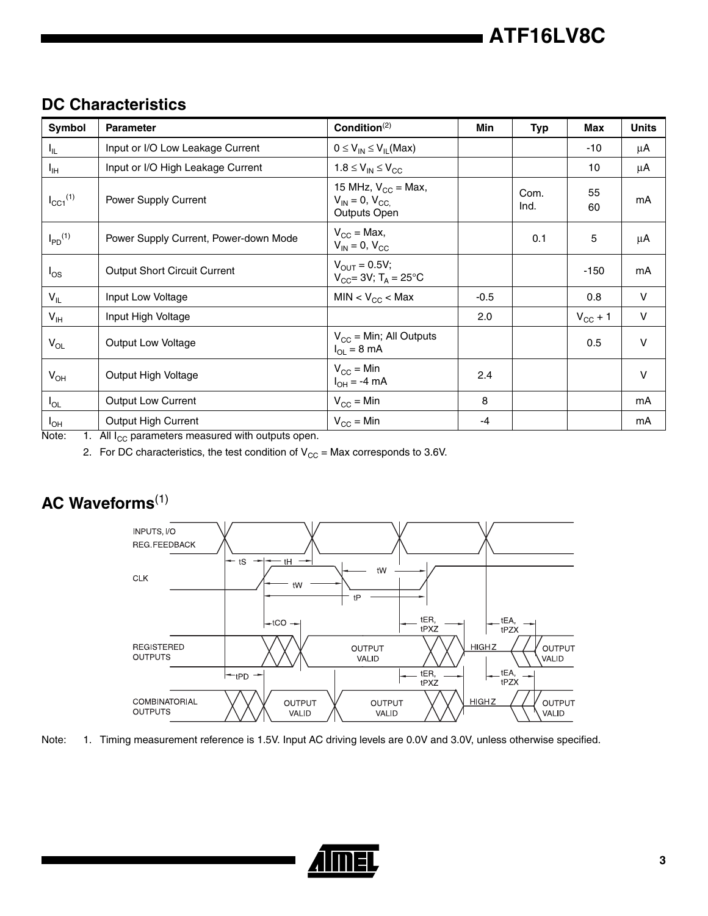## DC Characteristics

| Symbol | Parameter | Condition[(2)] | Min | Typ | Max | Units |
|---|---|---|---|---|---|---|
| $I_{IL}$ | Input or I/O Low Leakage Current | $0 \leq V_{IN} \leq V_{IL}(Max)$ | | | -10 | µA |
| $I_{IH}$ | Input or I/O High Leakage Current | $1.8 \leq V_{IN} \leq V_{CC}$ | | | 10 | µA |
| $I_{CC1}$[(1)] | Power Supply Current | 15 MHz, $V_{CC}$ = Max, $V_{IN} = 0$, $V_{CC}$, Outputs Open | | Com. Ind. | 55 60 | mA |
| $I_{PD}$[(1)] | Power Supply Current, Power-down Mode | $V_{CC}$ = Max, $V_{IN} = 0$, $V_{CC}$ | | 0.1 | 5 | µA |
| $I_{OS}$ | Output Short Circuit Current | $V_{OUT} = 0.5V$; $V_{CC}$= 3V; $T_A$ = 25°C | | | -150 | mA |
| $V_{IL}$ | Input Low Voltage | MIN < $V_{CC}$ < Max | -0.5 | | 0.8 | V |
| $V_{IH}$ | Input High Voltage | | 2.0 | | $V_{CC}$ + 1 | V |
| $V_{OL}$ | Output Low Voltage | $V_{CC}$ = Min; All Outputs $I_{OL}$ = 8 mA | | | 0.5 | V |
| $V_{OH}$ | Output High Voltage | $V_{CC}$ = Min $I_{OH}$ = -4 mA | 2.4 | | | V |
| $I_{OL}$ | Output Low Current | $V_{CC}$ = Min | 8 | | | mA |
| $I_{OH}$ | Output High Current | $V_{CC}$ = Min | -4 | | | mA |

Note: 1. All $I_{CC}$ parameters measured with outputs open.

2. For DC characteristics, the test condition of $V_{CC}$ = Max corresponds to 3.6V.

## AC Waveforms[(1)]

Note: 1. Timing measurement reference is 1.5V. Input AC driving levels are 0.0V and 3.0V, unless otherwise specified.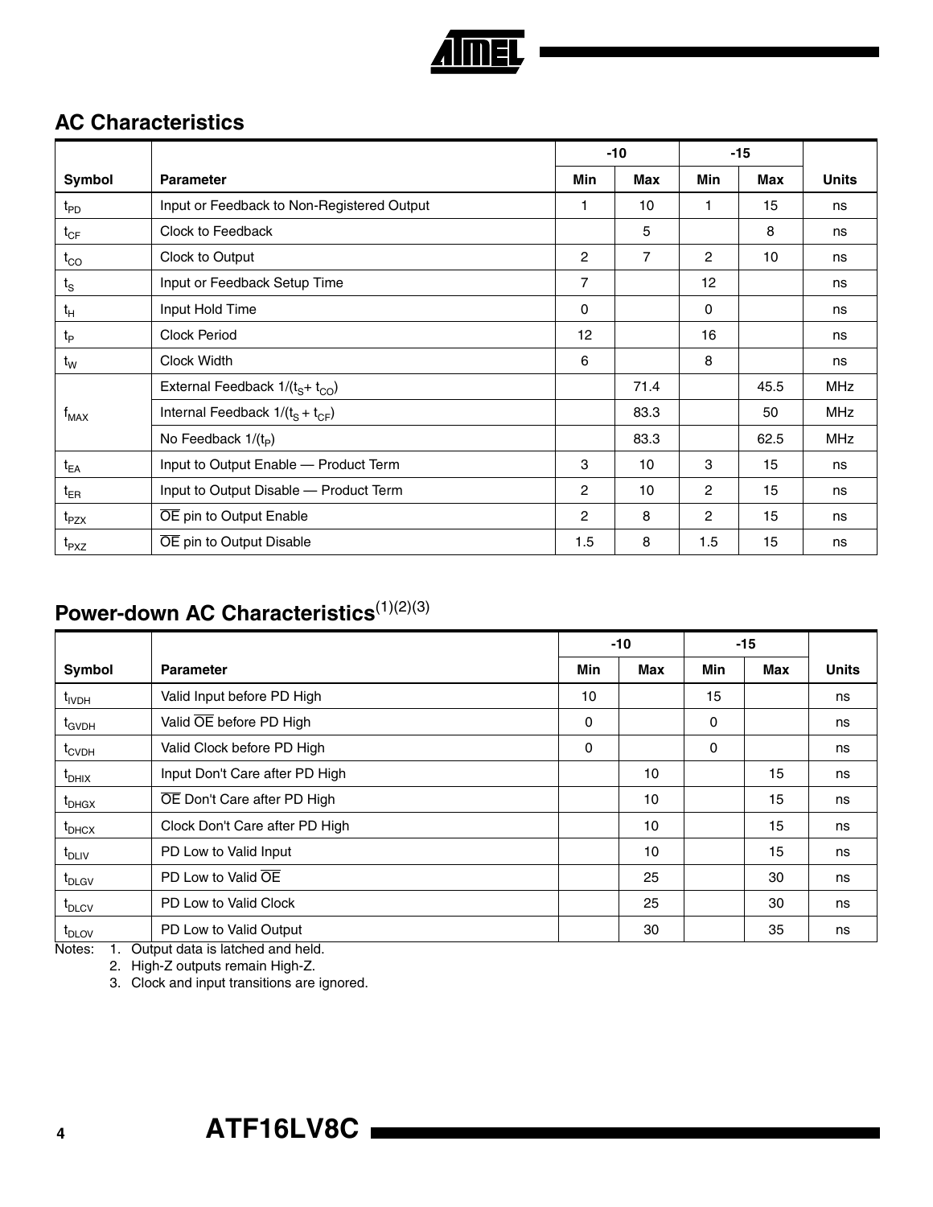## AC Characteristics

| Symbol | Parameter | -10 | | -15 | | Units |
|---|---|---|---|---|---|---|
| | | Min | Max | Min | Max | |
| $t_{PD}$ | Input or Feedback to Non-Registered Output | 1 | 10 | 1 | 15 | ns |
| $t_{CF}$ | Clock to Feedback | | 5 | | 8 | ns |
| $t_{CO}$ | Clock to Output | 2 | 7 | 2 | 10 | ns |
| $t_S$ | Input or Feedback Setup Time | 7 | | 12 | | ns |
| $t_H$ | Input Hold Time | 0 | | 0 | | ns |
| $t_P$ | Clock Period | 12 | | 16 | | ns |
| $t_W$ | Clock Width | 6 | | 8 | | ns |
| $f_{MAX}$ | External Feedback $1/(t_S + t_{CO})$ | | 71.4 | | 45.5 | MHz |
| | Internal Feedback $1/(t_S + t_{CF})$ | | 83.3 | | 50 | MHz |
| | No Feedback $1/(t_P)$ | | 83.3 | | 62.5 | MHz |
| $t_{EA}$ | Input to Output Enable — Product Term | 3 | 10 | 3 | 15 | ns |
| $t_{ER}$ | Input to Output Disable — Product Term | 2 | 10 | 2 | 15 | ns |
| $t_{PZX}$ | $\overline{OE}$ pin to Output Enable | 2 | 8 | 2 | 15 | ns |
| $t_{PXZ}$ | $\overline{OE}$ pin to Output Disable | 1.5 | 8 | 1.5 | 15 | ns |

## Power-down AC Characteristics(1)(2)(3)

| Symbol | Parameter | -10 | | -15 | | Units |
|---|---|---|---|---|---|---|
| | | Min | Max | Min | Max | |
| $t_{IVDH}$ | Valid Input before PD High | 10 | | 15 | | ns |
| $t_{GVDH}$ | Valid $\overline{OE}$ before PD High | 0 | | 0 | | ns |
| $t_{CVDH}$ | Valid Clock before PD High | 0 | | 0 | | ns |
| $t_{DHIX}$ | Input Don't Care after PD High | | 10 | | 15 | ns |
| $t_{DHGX}$ | $\overline{OE}$ Don't Care after PD High | | 10 | | 15 | ns |
| $t_{DHCX}$ | Clock Don't Care after PD High | | 10 | | 15 | ns |
| $t_{DLIV}$ | PD Low to Valid Input | | 10 | | 15 | ns |
| $t_{DLGV}$ | PD Low to Valid $\overline{OE}$ | | 25 | | 30 | ns |
| $t_{DLCV}$ | PD Low to Valid Clock | | 25 | | 30 | ns |
| $t_{DLOV}$ | PD Low to Valid Output | | 30 | | 35 | ns |

Notes:
1. Output data is latched and held.
2. High-Z outputs remain High-Z.
3. Clock and input transitions are ignored.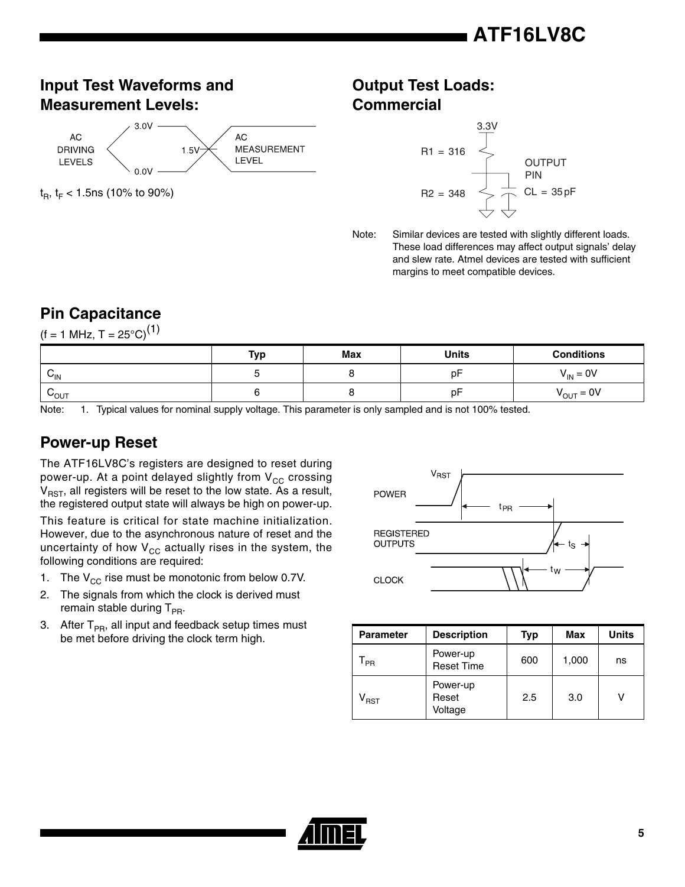## Input Test Waveforms and Measurement Levels:

AC DRIVING LEVELS: 3.0V / 0.0V — AC MEASUREMENT LEVEL: 1.5V

$t_R$, $t_F$ < 1.5ns (10% to 90%)

## Output Test Loads: Commercial

3.3V, R1 = 316, R2 = 348, CL = 35 pF, OUTPUT PIN

Note: Similar devices are tested with slightly different loads. These load differences may affect output signals' delay and slew rate. Atmel devices are tested with sufficient margins to meet compatible devices.

## Pin Capacitance

(f = 1 MHz, T = 25°C)[1]

| | Typ | Max | Units | Conditions |
|---|---|---|---|---|
| $C_{IN}$ | 5 | 8 | pF | $V_{IN}$ = 0V |
| $C_{OUT}$ | 6 | 8 | pF | $V_{OUT}$ = 0V |

Note: 1. Typical values for nominal supply voltage. This parameter is only sampled and is not 100% tested.

## Power-up Reset

The ATF16LV8C's registers are designed to reset during power-up. At a point delayed slightly from $V_{CC}$ crossing $V_{RST}$, all registers will be reset to the low state. As a result, the registered output state will always be high on power-up.

This feature is critical for state machine initialization. However, due to the asynchronous nature of reset and the uncertainty of how $V_{CC}$ actually rises in the system, the following conditions are required:

1. The $V_{CC}$ rise must be monotonic from below 0.7V.
2. The signals from which the clock is derived must remain stable during $T_{PR}$.
3. After $T_{PR}$, all input and feedback setup times must be met before driving the clock term high.

POWER, REGISTERED OUTPUTS, CLOCK — $V_{RST}$, $t_{PR}$, $t_S$, $t_W$

| Parameter | Description | Typ | Max | Units |
|---|---|---|---|---|
| $T_{PR}$ | Power-up Reset Time | 600 | 1,000 | ns |
| $V_{RST}$ | Power-up Reset Voltage | 2.5 | 3.0 | V |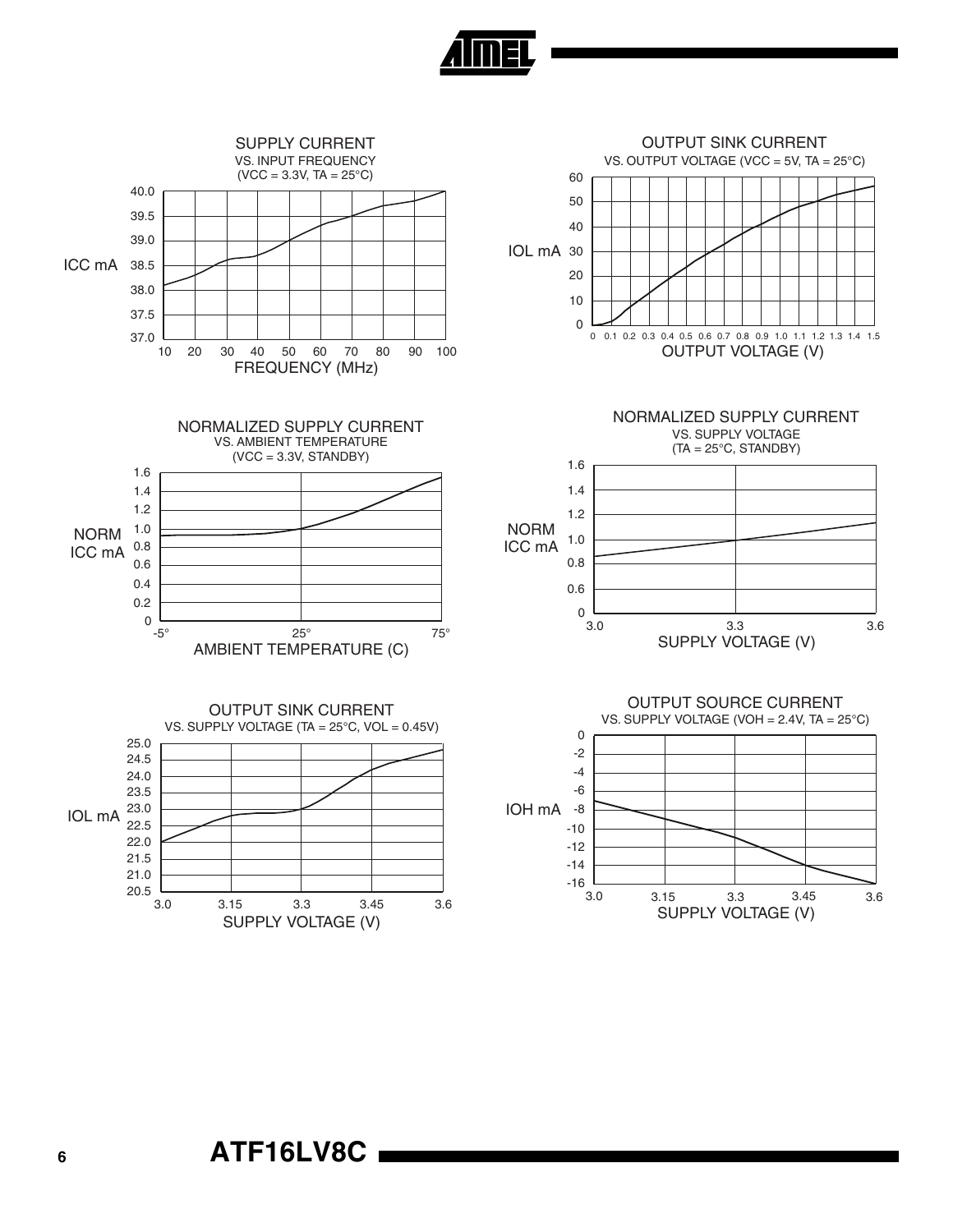SUPPLY CURRENT
VS. INPUT FREQUENCY
(VCC = 3.3V, TA = 25°C)

ICC mA

FREQUENCY (MHz)

OUTPUT SINK CURRENT
VS. OUTPUT VOLTAGE (VCC = 5V, TA = 25°C)

IOL mA

OUTPUT VOLTAGE (V)

NORMALIZED SUPPLY CURRENT
VS. AMBIENT TEMPERATURE
(VCC = 3.3V, STANDBY)

NORM ICC mA

AMBIENT TEMPERATURE (C)

NORMALIZED SUPPLY CURRENT
VS. SUPPLY VOLTAGE
(TA = 25°C, STANDBY)

NORM ICC mA

SUPPLY VOLTAGE (V)

OUTPUT SINK CURRENT
VS. SUPPLY VOLTAGE (TA = 25°C, VOL = 0.45V)

IOL mA

SUPPLY VOLTAGE (V)

OUTPUT SOURCE CURRENT
VS. SUPPLY VOLTAGE (VOH = 2.4V, TA = 25°C)

IOH mA

SUPPLY VOLTAGE (V)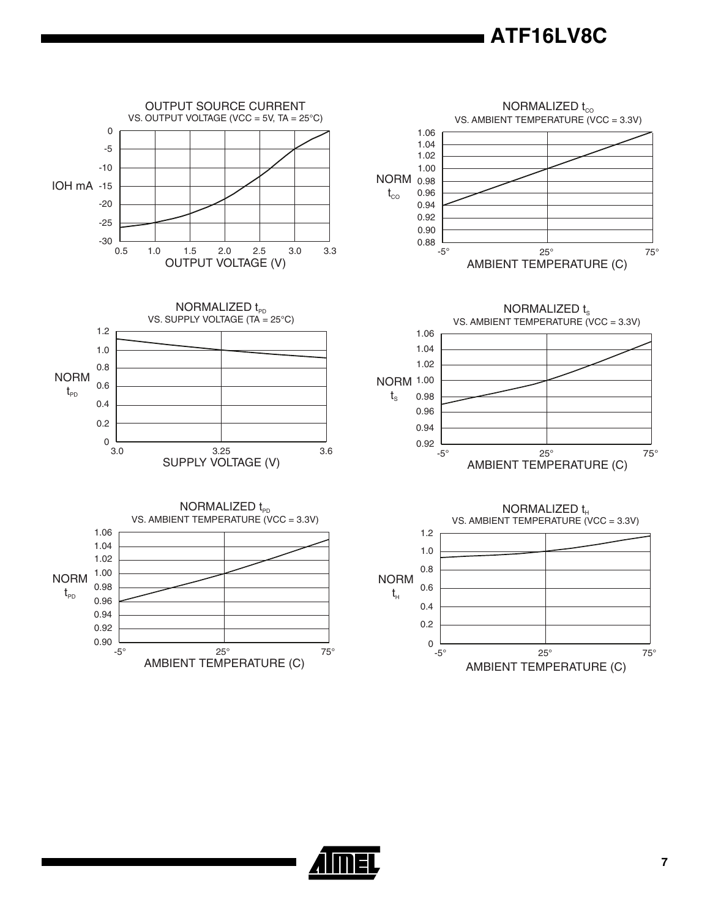OUTPUT SOURCE CURRENT
VS. OUTPUT VOLTAGE (VCC = 5V, TA = 25°C)

NORMALIZED $t_{CO}$
VS. AMBIENT TEMPERATURE (VCC = 3.3V)

NORMALIZED $t_{PD}$
VS. SUPPLY VOLTAGE (TA = 25°C)

NORMALIZED $t_{S}$
VS. AMBIENT TEMPERATURE (VCC = 3.3V)

NORMALIZED $t_{PD}$
VS. AMBIENT TEMPERATURE (VCC = 3.3V)

NORMALIZED $t_{H}$
VS. AMBIENT TEMPERATURE (VCC = 3.3V)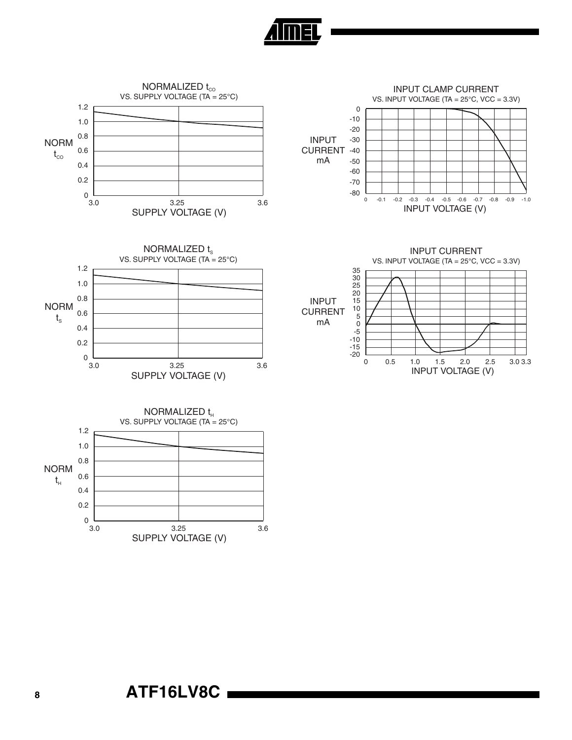NORMALIZED $t_{CO}$
VS. SUPPLY VOLTAGE (TA = 25°C)

INPUT CLAMP CURRENT
VS. INPUT VOLTAGE (TA = 25°C, VCC = 3.3V)

NORMALIZED $t_S$
VS. SUPPLY VOLTAGE (TA = 25°C)

INPUT CURRENT
VS. INPUT VOLTAGE (TA = 25°C, VCC = 3.3V)

NORMALIZED $t_H$
VS. SUPPLY VOLTAGE (TA = 25°C)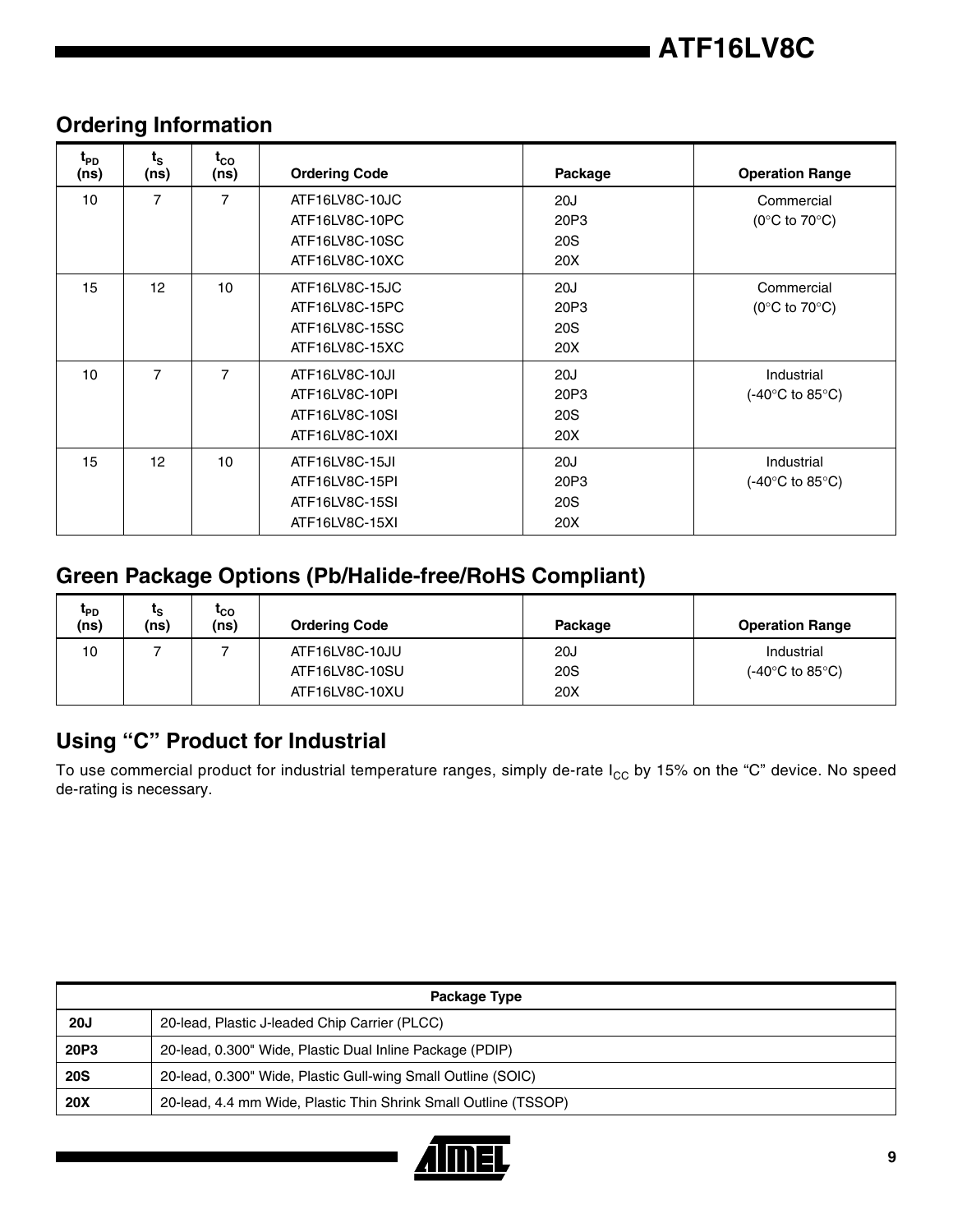## Ordering Information

| $t_{PD}$ (ns) | $t_S$ (ns) | $t_{CO}$ (ns) | Ordering Code | Package | Operation Range |
|---|---|---|---|---|---|
| 10 | 7 | 7 | ATF16LV8C-10JC<br>ATF16LV8C-10PC<br>ATF16LV8C-10SC<br>ATF16LV8C-10XC | 20J<br>20P3<br>20S<br>20X | Commercial<br>(0°C to 70°C) |
| 15 | 12 | 10 | ATF16LV8C-15JC<br>ATF16LV8C-15PC<br>ATF16LV8C-15SC<br>ATF16LV8C-15XC | 20J<br>20P3<br>20S<br>20X | Commercial<br>(0°C to 70°C) |
| 10 | 7 | 7 | ATF16LV8C-10JI<br>ATF16LV8C-10PI<br>ATF16LV8C-10SI<br>ATF16LV8C-10XI | 20J<br>20P3<br>20S<br>20X | Industrial<br>(-40°C to 85°C) |
| 15 | 12 | 10 | ATF16LV8C-15JI<br>ATF16LV8C-15PI<br>ATF16LV8C-15SI<br>ATF16LV8C-15XI | 20J<br>20P3<br>20S<br>20X | Industrial<br>(-40°C to 85°C) |

## Green Package Options (Pb/Halide-free/RoHS Compliant)

| $t_{PD}$ (ns) | $t_S$ (ns) | $t_{CO}$ (ns) | Ordering Code | Package | Operation Range |
|---|---|---|---|---|---|
| 10 | 7 | 7 | ATF16LV8C-10JU<br>ATF16LV8C-10SU<br>ATF16LV8C-10XU | 20J<br>20S<br>20X | Industrial<br>(-40°C to 85°C) |

## Using "C" Product for Industrial

To use commercial product for industrial temperature ranges, simply de-rate $I_{CC}$ by 15% on the "C" device. No speed de-rating is necessary.

| Package Type | |
|---|---|
| **20J** | 20-lead, Plastic J-leaded Chip Carrier (PLCC) |
| **20P3** | 20-lead, 0.300" Wide, Plastic Dual Inline Package (PDIP) |
| **20S** | 20-lead, 0.300" Wide, Plastic Gull-wing Small Outline (SOIC) |
| **20X** | 20-lead, 4.4 mm Wide, Plastic Thin Shrink Small Outline (TSSOP) |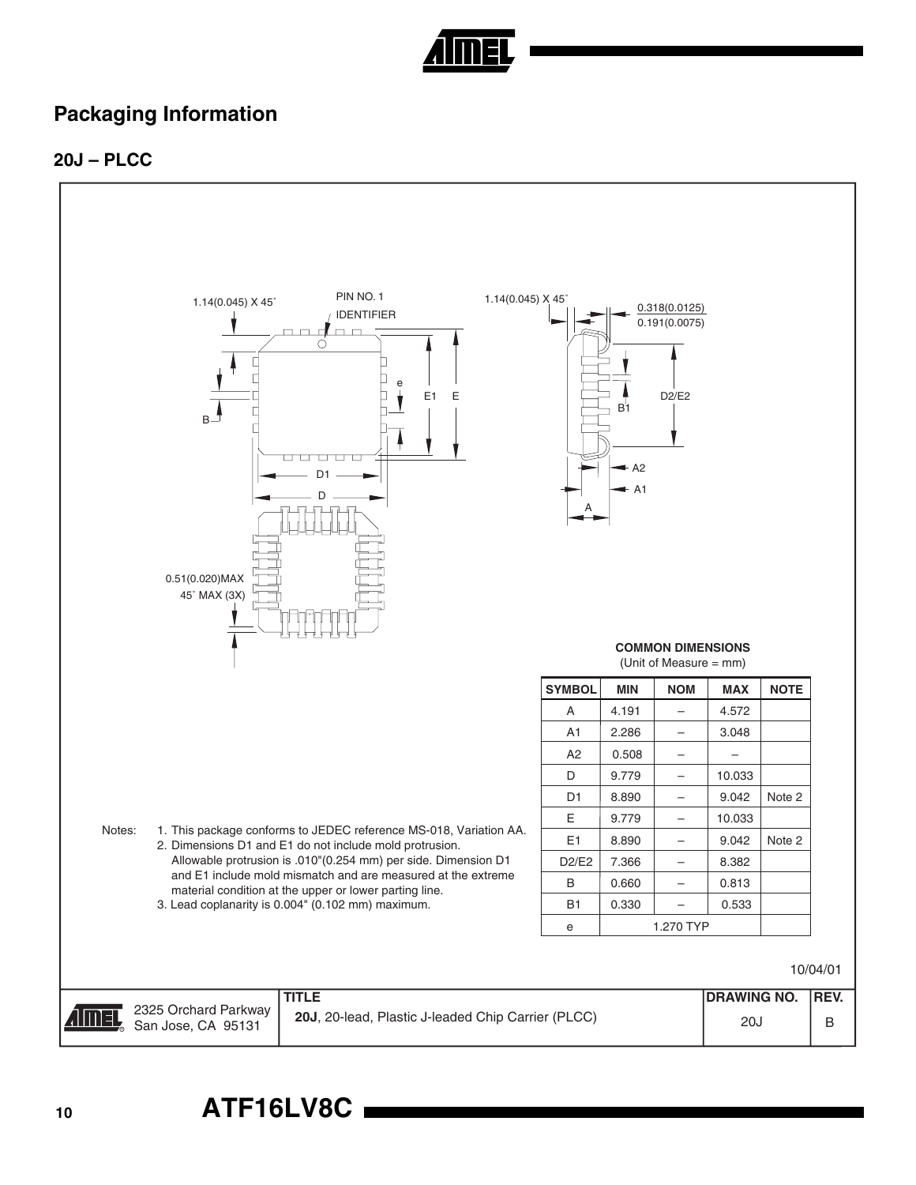## Packaging Information

### 20J – PLCC

**COMMON DIMENSIONS**
(Unit of Measure = mm)

| SYMBOL | MIN | NOM | MAX | NOTE |
|---|---|---|---|---|
| A | 4.191 | – | 4.572 | |
| A1 | 2.286 | – | 3.048 | |
| A2 | 0.508 | – | – | |
| D | 9.779 | – | 10.033 | |
| D1 | 8.890 | – | 9.042 | Note 2 |
| E | 9.779 | – | 10.033 | |
| E1 | 8.890 | – | 9.042 | Note 2 |
| D2/E2 | 7.366 | – | 8.382 | |
| B | 0.660 | – | 0.813 | |
| B1 | 0.330 | – | 0.533 | |
| e | | 1.270 TYP | | |

Notes:
1. This package conforms to JEDEC reference MS-018, Variation AA.
2. Dimensions D1 and E1 do not include mold protrusion. Allowable protrusion is .010"(0.254 mm) per side. Dimension D1 and E1 include mold mismatch and are measured at the extreme material condition at the upper or lower parting line.
3. Lead coplanarity is 0.004" (0.102 mm) maximum.

10/04/01

| 2325 Orchard Parkway San Jose, CA 95131 | TITLE **20J**, 20-lead, Plastic J-leaded Chip Carrier (PLCC) | DRAWING NO. 20J | REV. B |
|---|---|---|---|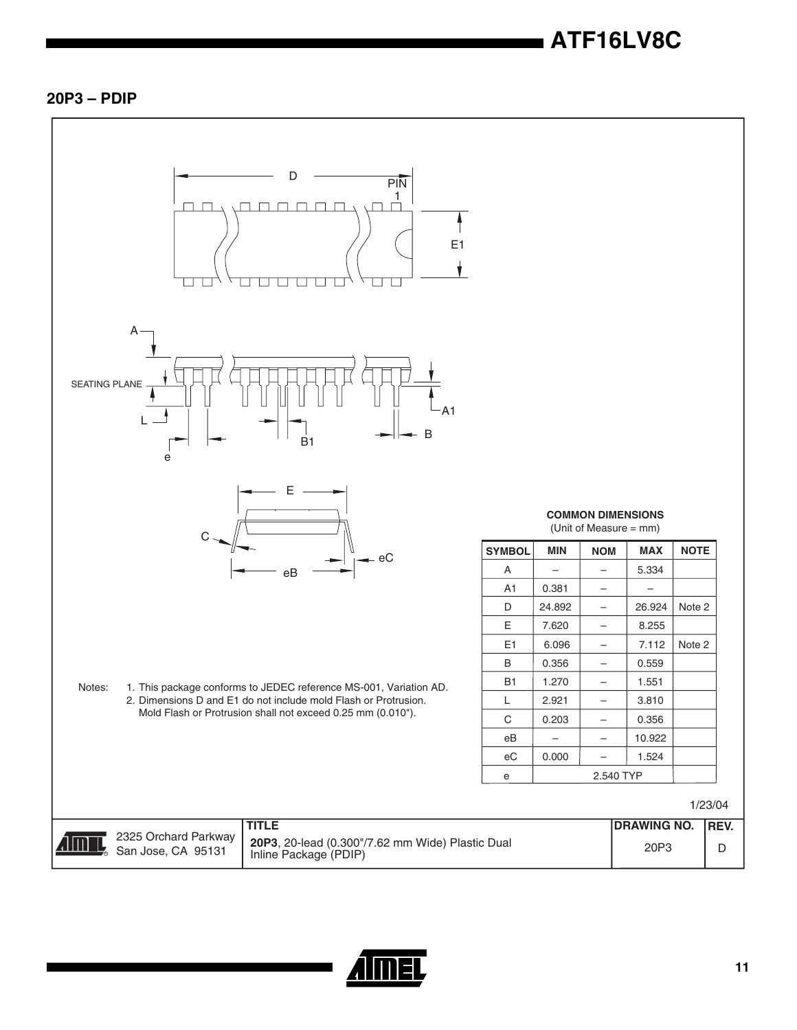## 20P3 – PDIP

D

PIN 1

E1

A

SEATING PLANE

L

e

B1

A1

B

E

C

eB

eC

**COMMON DIMENSIONS**
(Unit of Measure = mm)

| SYMBOL | MIN | NOM | MAX | NOTE |
|---|---|---|---|---|
| A | – | – | 5.334 | |
| A1 | 0.381 | – | – | |
| D | 24.892 | – | 26.924 | Note 2 |
| E | 7.620 | – | 8.255 | |
| E1 | 6.096 | – | 7.112 | Note 2 |
| B | 0.356 | – | 0.559 | |
| B1 | 1.270 | – | 1.551 | |
| L | 2.921 | – | 3.810 | |
| C | 0.203 | – | 0.356 | |
| eB | – | – | 10.922 | |
| eC | 0.000 | – | 1.524 | |
| e | 2.540 TYP | | | |

Notes: 1. This package conforms to JEDEC reference MS-001, Variation AD.
2. Dimensions D and E1 do not include mold Flash or Protrusion. Mold Flash or Protrusion shall not exceed 0.25 mm (0.010").

1/23/04

| | TITLE | DRAWING NO. | REV. |
|---|---|---|---|
| 2325 Orchard Parkway San Jose, CA 95131 | **20P3**, 20-lead (0.300"/7.62 mm Wide) Plastic Dual Inline Package (PDIP) | 20P3 | D |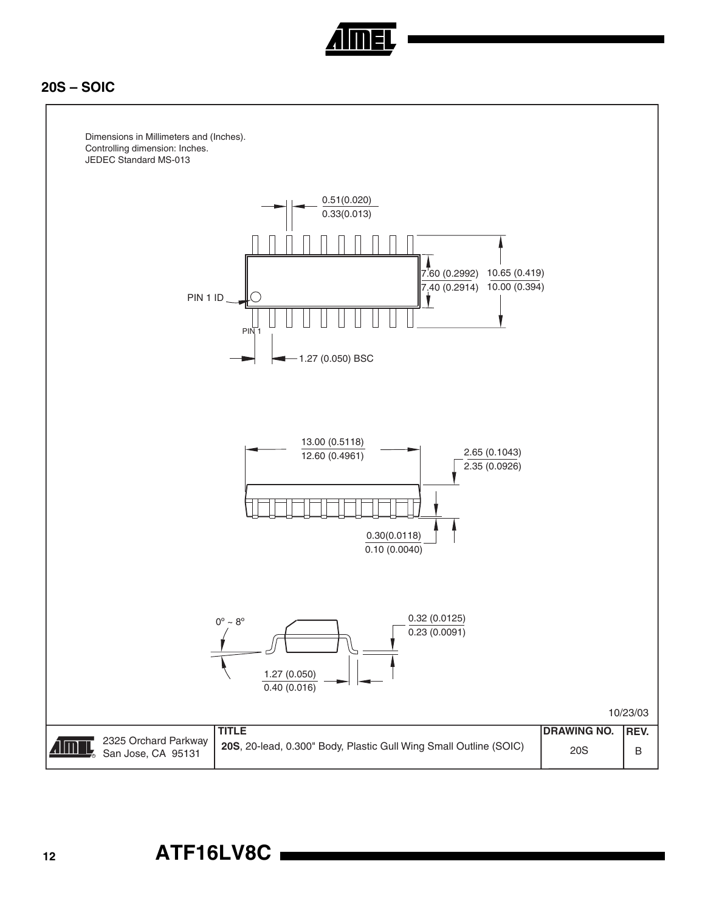## 20S – SOIC

Dimensions in Millimeters and (Inches).
Controlling dimension: Inches.
JEDEC Standard MS-013

0.51(0.020)
0.33(0.013)

7.60 (0.2992)
7.40 (0.2914)

10.65 (0.419)
10.00 (0.394)

PIN 1 ID

PIN 1

1.27 (0.050) BSC

13.00 (0.5118)
12.60 (0.4961)

2.65 (0.1043)
2.35 (0.0926)

0.30(0.0118)
0.10 (0.0040)

0º ~ 8º

0.32 (0.0125)
0.23 (0.0091)

1.27 (0.050)
0.40 (0.016)

10/23/03

| 2325 Orchard Parkway San Jose, CA 95131 | TITLE **20S**, 20-lead, 0.300" Body, Plastic Gull Wing Small Outline (SOIC) | DRAWING NO. 20S | REV. B |
|---|---|---|---|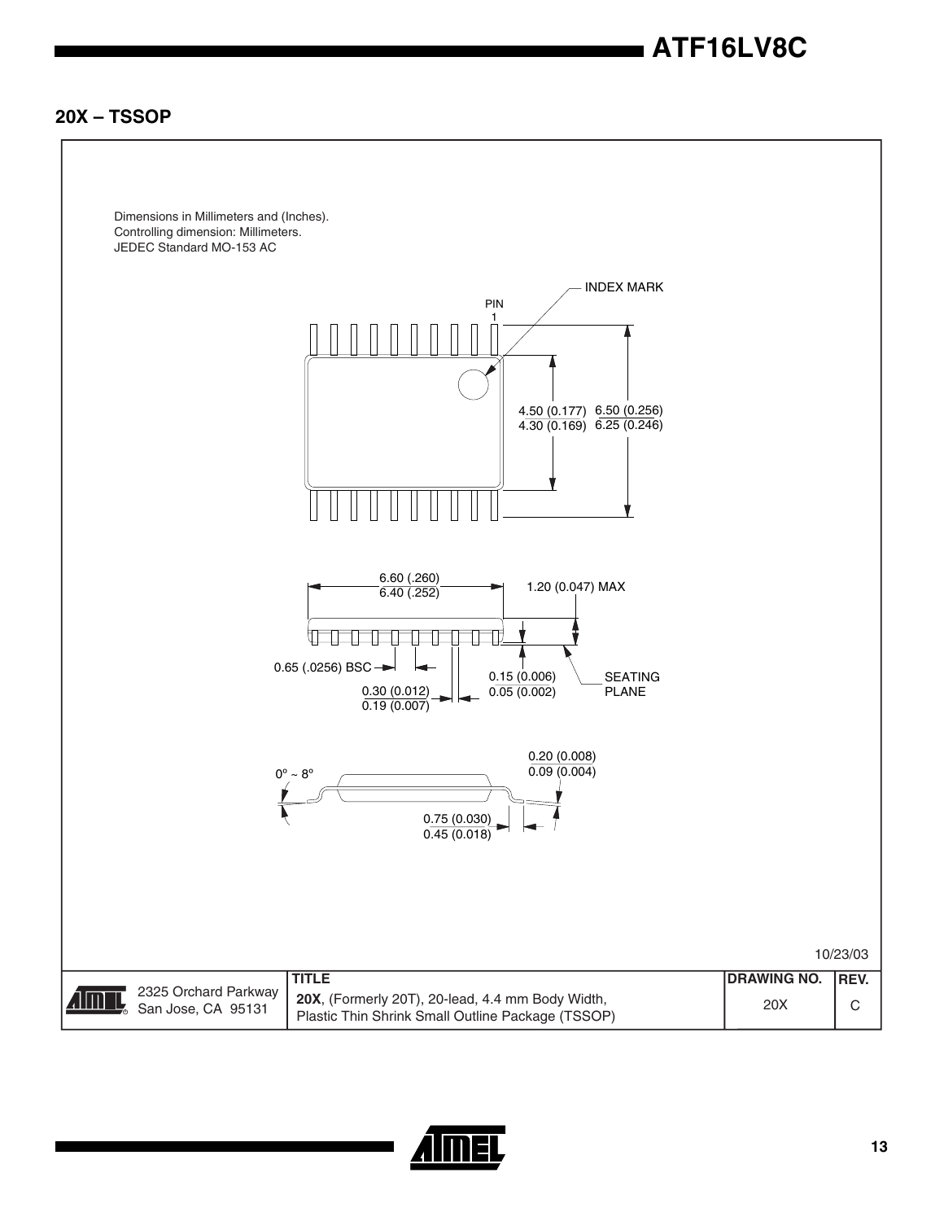## 20X – TSSOP

Dimensions in Millimeters and (Inches).
Controlling dimension: Millimeters.
JEDEC Standard MO-153 AC

INDEX MARK

PIN 1

4.50 (0.177)
4.30 (0.169)

6.50 (0.256)
6.25 (0.246)

6.60 (.260)
6.40 (.252)

1.20 (0.047) MAX

0.65 (.0256) BSC

0.30 (0.012)
0.19 (0.007)

0.15 (0.006)
0.05 (0.002)

SEATING PLANE

0º ~ 8º

0.20 (0.008)
0.09 (0.004)

0.75 (0.030)
0.45 (0.018)

10/23/03

| | TITLE | DRAWING NO. | REV. |
|---|---|---|---|
| 2325 Orchard Parkway San Jose, CA 95131 | **20X**, (Formerly 20T), 20-lead, 4.4 mm Body Width, Plastic Thin Shrink Small Outline Package (TSSOP) | 20X | C |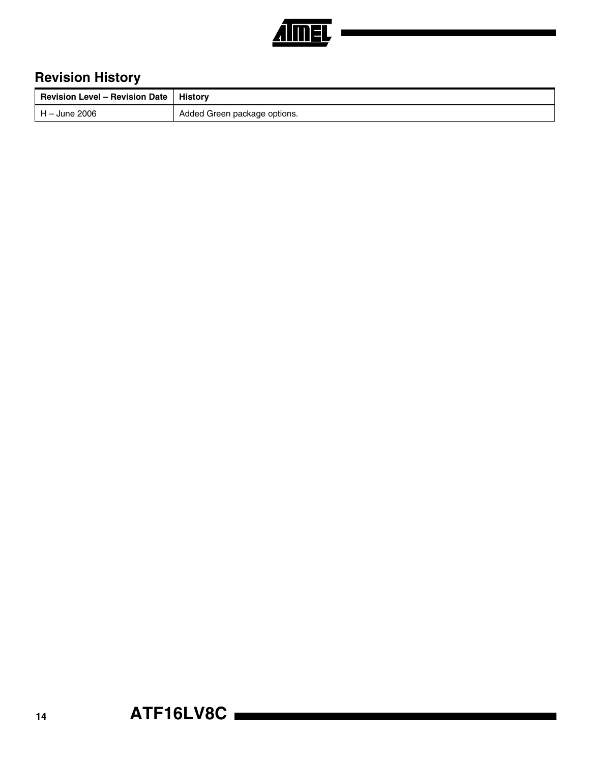## Revision History

| Revision Level – Revision Date | History |
| --- | --- |
| H – June 2006 | Added Green package options. |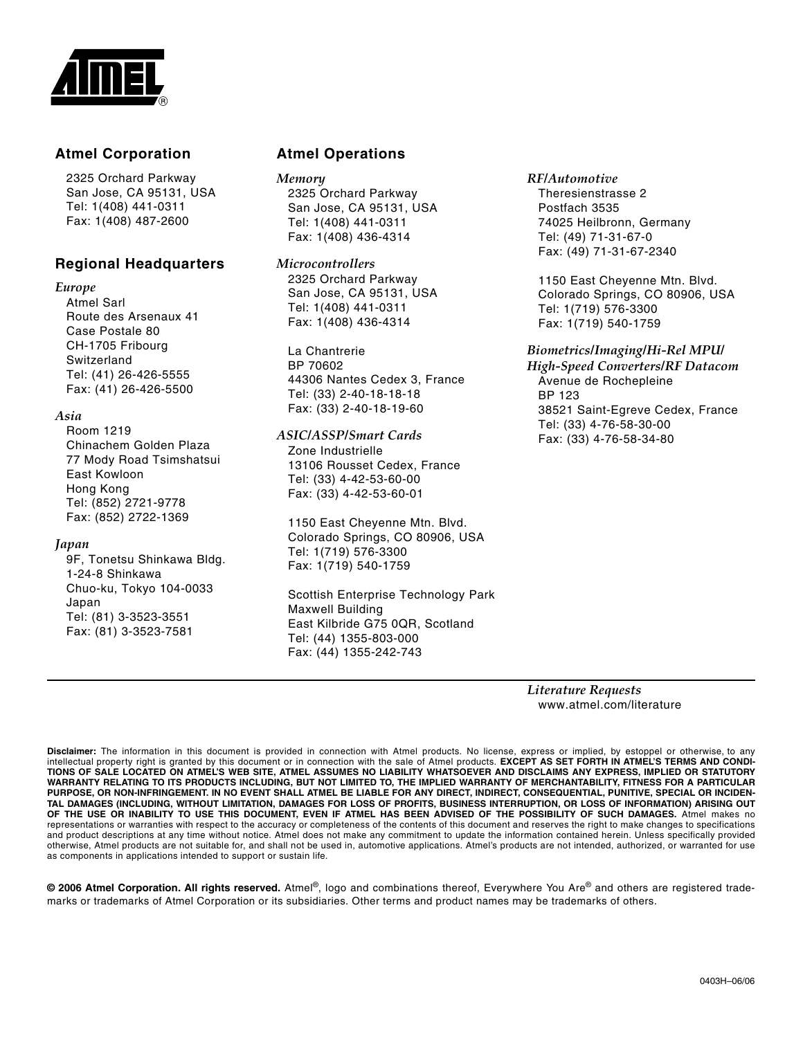## Atmel Corporation

2325 Orchard Parkway
San Jose, CA 95131, USA
Tel: 1(408) 441-0311
Fax: 1(408) 487-2600

## Regional Headquarters

*Europe*
Atmel Sarl
Route des Arsenaux 41
Case Postale 80
CH-1705 Fribourg
Switzerland
Tel: (41) 26-426-5555
Fax: (41) 26-426-5500

*Asia*
Room 1219
Chinachem Golden Plaza
77 Mody Road Tsimshatsui
East Kowloon
Hong Kong
Tel: (852) 2721-9778
Fax: (852) 2722-1369

*Japan*
9F, Tonetsu Shinkawa Bldg.
1-24-8 Shinkawa
Chuo-ku, Tokyo 104-0033
Japan
Tel: (81) 3-3523-3551
Fax: (81) 3-3523-7581

## Atmel Operations

*Memory*
2325 Orchard Parkway
San Jose, CA 95131, USA
Tel: 1(408) 441-0311
Fax: 1(408) 436-4314

*Microcontrollers*
2325 Orchard Parkway
San Jose, CA 95131, USA
Tel: 1(408) 441-0311
Fax: 1(408) 436-4314

La Chantrerie
BP 70602
44306 Nantes Cedex 3, France
Tel: (33) 2-40-18-18-18
Fax: (33) 2-40-18-19-60

*ASIC/ASSP/Smart Cards*
Zone Industrielle
13106 Rousset Cedex, France
Tel: (33) 4-42-53-60-00
Fax: (33) 4-42-53-60-01

1150 East Cheyenne Mtn. Blvd.
Colorado Springs, CO 80906, USA
Tel: 1(719) 576-3300
Fax: 1(719) 540-1759

Scottish Enterprise Technology Park
Maxwell Building
East Kilbride G75 0QR, Scotland
Tel: (44) 1355-803-000
Fax: (44) 1355-242-743

*RF/Automotive*
Theresienstrasse 2
Postfach 3535
74025 Heilbronn, Germany
Tel: (49) 71-31-67-0
Fax: (49) 71-31-67-2340

1150 East Cheyenne Mtn. Blvd.
Colorado Springs, CO 80906, USA
Tel: 1(719) 576-3300
Fax: 1(719) 540-1759

*Biometrics/Imaging/Hi-Rel MPU/ High-Speed Converters/RF Datacom*
Avenue de Rochepleine
BP 123
38521 Saint-Egreve Cedex, France
Tel: (33) 4-76-58-30-00
Fax: (33) 4-76-58-34-80

---

*Literature Requests*
www.atmel.com/literature

**Disclaimer:** The information in this document is provided in connection with Atmel products. No license, express or implied, by estoppel or otherwise, to any intellectual property right is granted by this document or in connection with the sale of Atmel products. **EXCEPT AS SET FORTH IN ATMEL'S TERMS AND CONDITIONS OF SALE LOCATED ON ATMEL'S WEB SITE, ATMEL ASSUMES NO LIABILITY WHATSOEVER AND DISCLAIMS ANY EXPRESS, IMPLIED OR STATUTORY WARRANTY RELATING TO ITS PRODUCTS INCLUDING, BUT NOT LIMITED TO, THE IMPLIED WARRANTY OF MERCHANTABILITY, FITNESS FOR A PARTICULAR PURPOSE, OR NON-INFRINGEMENT. IN NO EVENT SHALL ATMEL BE LIABLE FOR ANY DIRECT, INDIRECT, CONSEQUENTIAL, PUNITIVE, SPECIAL OR INCIDENTAL DAMAGES (INCLUDING, WITHOUT LIMITATION, DAMAGES FOR LOSS OF PROFITS, BUSINESS INTERRUPTION, OR LOSS OF INFORMATION) ARISING OUT OF THE USE OR INABILITY TO USE THIS DOCUMENT, EVEN IF ATMEL HAS BEEN ADVISED OF THE POSSIBILITY OF SUCH DAMAGES.** Atmel makes no representations or warranties with respect to the accuracy or completeness of the contents of this document and reserves the right to make changes to specifications and product descriptions at any time without notice. Atmel does not make any commitment to update the information contained herein. Unless specifically provided otherwise, Atmel products are not suitable for, and shall not be used in, automotive applications. Atmel's products are not intended, authorized, or warranted for use as components in applications intended to support or sustain life.

**© 2006 Atmel Corporation. All rights reserved.** Atmel®, logo and combinations thereof, Everywhere You Are® and others are registered trademarks or trademarks of Atmel Corporation or its subsidiaries. Other terms and product names may be trademarks of others.

0403H–06/06